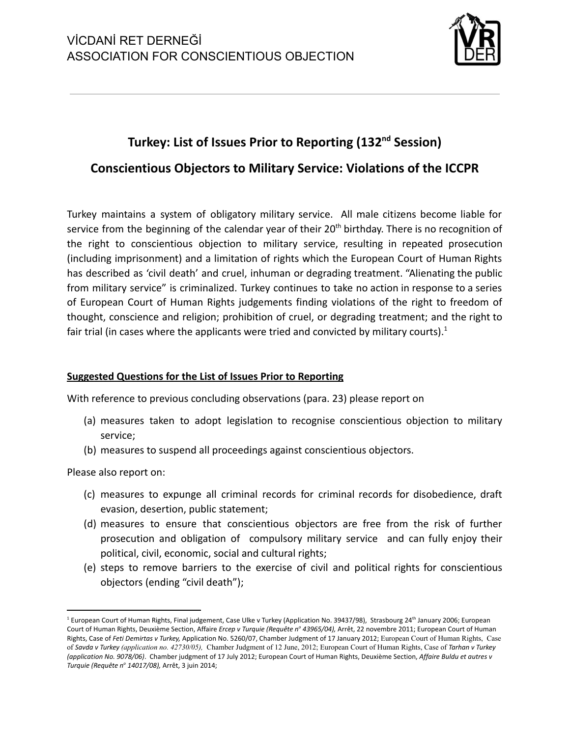VİCDANİ RET DERNEĞİ
ASSOCIATION FOR CONSCIENTIOUS OBJECTION

# Turkey: List of Issues Prior to Reporting (132nd Session)

## Conscientious Objectors to Military Service: Violations of the ICCPR

Turkey maintains a system of obligatory military service. All male citizens become liable for service from the beginning of the calendar year of their 20th birthday. There is no recognition of the right to conscientious objection to military service, resulting in repeated prosecution (including imprisonment) and a limitation of rights which the European Court of Human Rights has described as 'civil death' and cruel, inhuman or degrading treatment. "Alienating the public from military service" is criminalized. Turkey continues to take no action in response to a series of European Court of Human Rights judgements finding violations of the right to freedom of thought, conscience and religion; prohibition of cruel, or degrading treatment; and the right to fair trial (in cases where the applicants were tried and convicted by military courts).[1]

**Suggested Questions for the List of Issues Prior to Reporting**

With reference to previous concluding observations (para. 23) please report on

(a) measures taken to adopt legislation to recognise conscientious objection to military service;
(b) measures to suspend all proceedings against conscientious objectors.

Please also report on:

(c) measures to expunge all criminal records for criminal records for disobedience, draft evasion, desertion, public statement;
(d) measures to ensure that conscientious objectors are free from the risk of further prosecution and obligation of compulsory military service and can fully enjoy their political, civil, economic, social and cultural rights;
(e) steps to remove barriers to the exercise of civil and political rights for conscientious objectors (ending "civil death");

---

[1] European Court of Human Rights, Final judgement, Case Ulke v Turkey (Application No. 39437/98), Strasbourg 24th January 2006; European Court of Human Rights, Deuxième Section, Affaire *Ercep v Turquie (Requête n° 43965/04),* Arrêt, 22 novembre 2011; European Court of Human Rights, Case of *Feti Demirtas v Turkey,* Application No. 5260/07, Chamber Judgment of 17 January 2012; European Court of Human Rights, Case of *Savda v Turkey (application no. 42730/05),* Chamber Judgment of 12 June, 2012; European Court of Human Rights, Case of *Tarhan v Turkey (application No. 9078/06).* Chamber judgment of 17 July 2012; European Court of Human Rights, Deuxième Section, *Affaire Buldu et autres v Turquie (Requête n° 14017/08),* Arrêt, 3 juin 2014;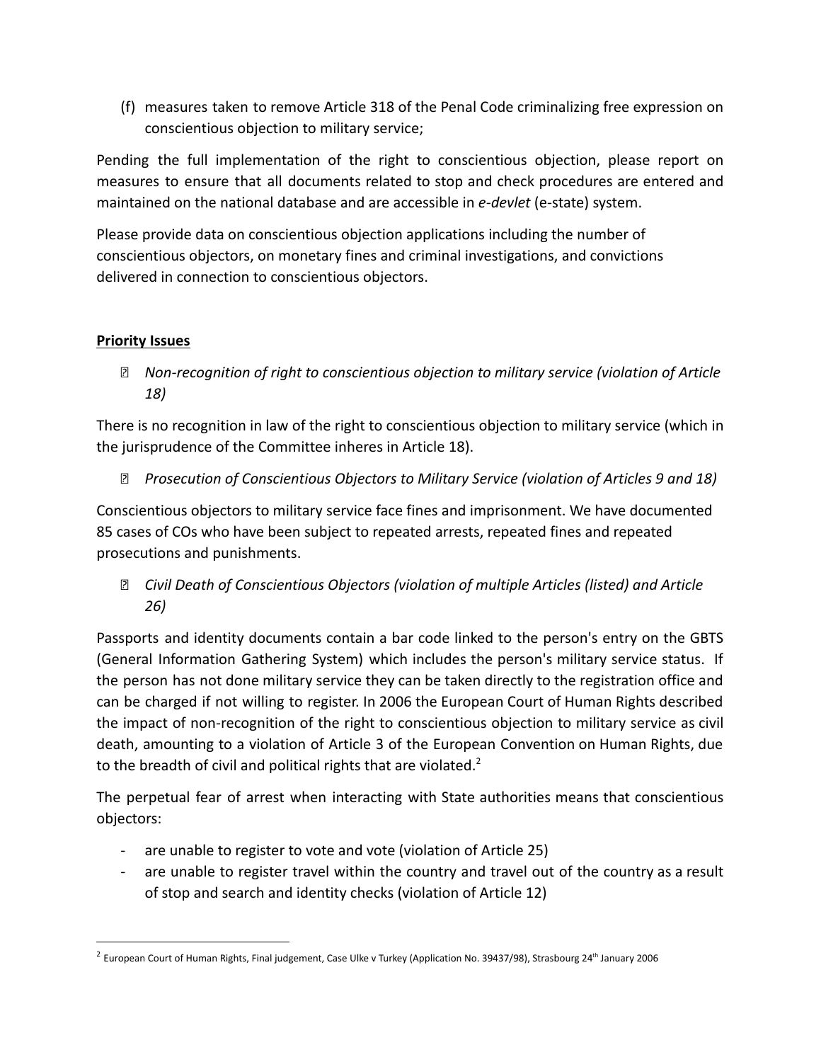(f) measures taken to remove Article 318 of the Penal Code criminalizing free expression on conscientious objection to military service;

Pending the full implementation of the right to conscientious objection, please report on measures to ensure that all documents related to stop and check procedures are entered and maintained on the national database and are accessible in *e-devlet* (e-state) system.

Please provide data on conscientious objection applications including the number of conscientious objectors, on monetary fines and criminal investigations, and convictions delivered in connection to conscientious objectors.

**Priority Issues**

- *Non-recognition of right to conscientious objection to military service (violation of Article 18)*

There is no recognition in law of the right to conscientious objection to military service (which in the jurisprudence of the Committee inheres in Article 18).

- *Prosecution of Conscientious Objectors to Military Service (violation of Articles 9 and 18)*

Conscientious objectors to military service face fines and imprisonment. We have documented 85 cases of COs who have been subject to repeated arrests, repeated fines and repeated prosecutions and punishments.

- *Civil Death of Conscientious Objectors (violation of multiple Articles (listed) and Article 26)*

Passports and identity documents contain a bar code linked to the person's entry on the GBTS (General Information Gathering System) which includes the person's military service status. If the person has not done military service they can be taken directly to the registration office and can be charged if not willing to register. In 2006 the European Court of Human Rights described the impact of non-recognition of the right to conscientious objection to military service as civil death, amounting to a violation of Article 3 of the European Convention on Human Rights, due to the breadth of civil and political rights that are violated.[2]

The perpetual fear of arrest when interacting with State authorities means that conscientious objectors:

- are unable to register to vote and vote (violation of Article 25)
- are unable to register travel within the country and travel out of the country as a result of stop and search and identity checks (violation of Article 12)

[2] European Court of Human Rights, Final judgement, Case Ulke v Turkey (Application No. 39437/98), Strasbourg 24th January 2006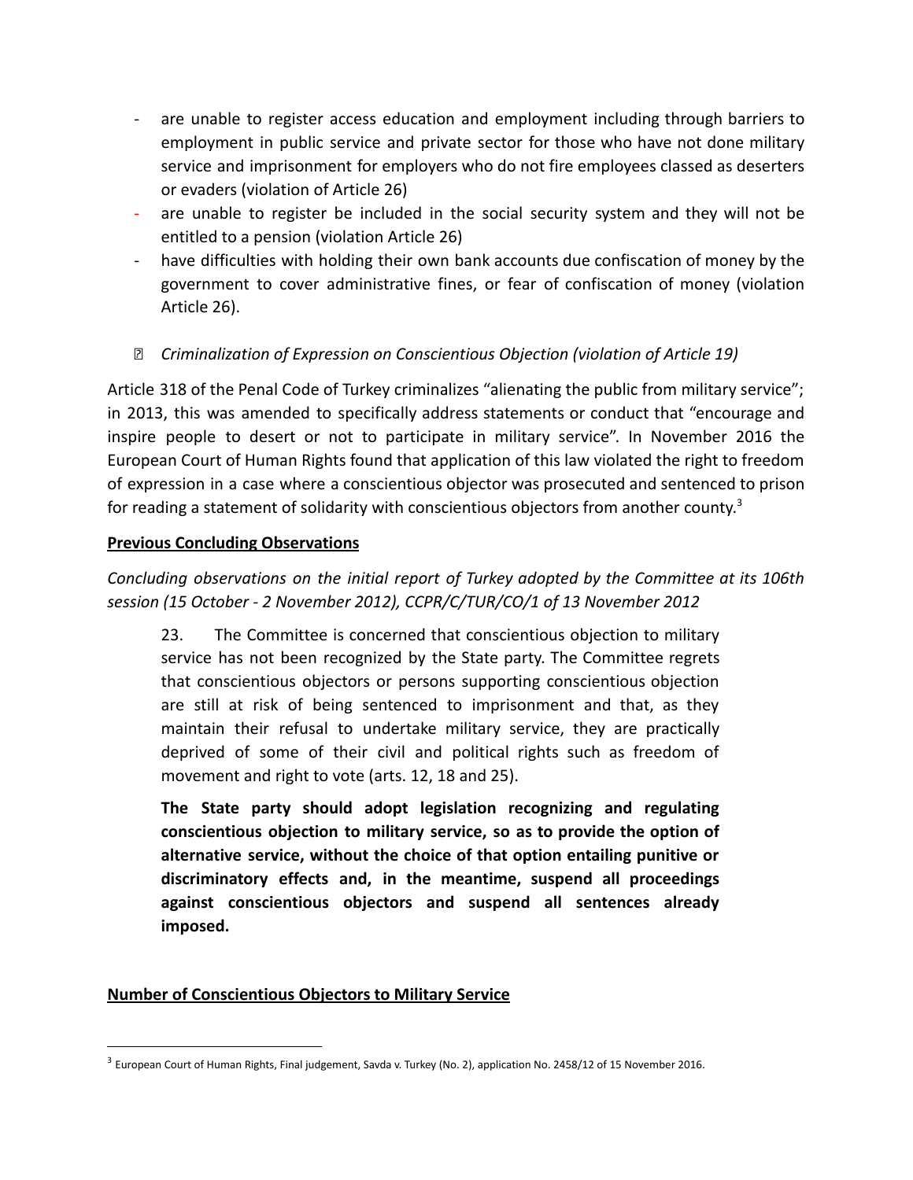- are unable to register access education and employment including through barriers to employment in public service and private sector for those who have not done military service and imprisonment for employers who do not fire employees classed as deserters or evaders (violation of Article 26)
- are unable to register be included in the social security system and they will not be entitled to a pension (violation Article 26)
- have difficulties with holding their own bank accounts due confiscation of money by the government to cover administrative fines, or fear of confiscation of money (violation Article 26).

- *Criminalization of Expression on Conscientious Objection (violation of Article 19)*

Article 318 of the Penal Code of Turkey criminalizes "alienating the public from military service"; in 2013, this was amended to specifically address statements or conduct that "encourage and inspire people to desert or not to participate in military service". In November 2016 the European Court of Human Rights found that application of this law violated the right to freedom of expression in a case where a conscientious objector was prosecuted and sentenced to prison for reading a statement of solidarity with conscientious objectors from another county.[3]

**Previous Concluding Observations**

*Concluding observations on the initial report of Turkey adopted by the Committee at its 106th session (15 October - 2 November 2012), CCPR/C/TUR/CO/1 of 13 November 2012*

> 23. The Committee is concerned that conscientious objection to military service has not been recognized by the State party. The Committee regrets that conscientious objectors or persons supporting conscientious objection are still at risk of being sentenced to imprisonment and that, as they maintain their refusal to undertake military service, they are practically deprived of some of their civil and political rights such as freedom of movement and right to vote (arts. 12, 18 and 25).
>
> **The State party should adopt legislation recognizing and regulating conscientious objection to military service, so as to provide the option of alternative service, without the choice of that option entailing punitive or discriminatory effects and, in the meantime, suspend all proceedings against conscientious objectors and suspend all sentences already imposed.**

**Number of Conscientious Objectors to Military Service**

[3] European Court of Human Rights, Final judgement, Savda v. Turkey (No. 2), application No. 2458/12 of 15 November 2016.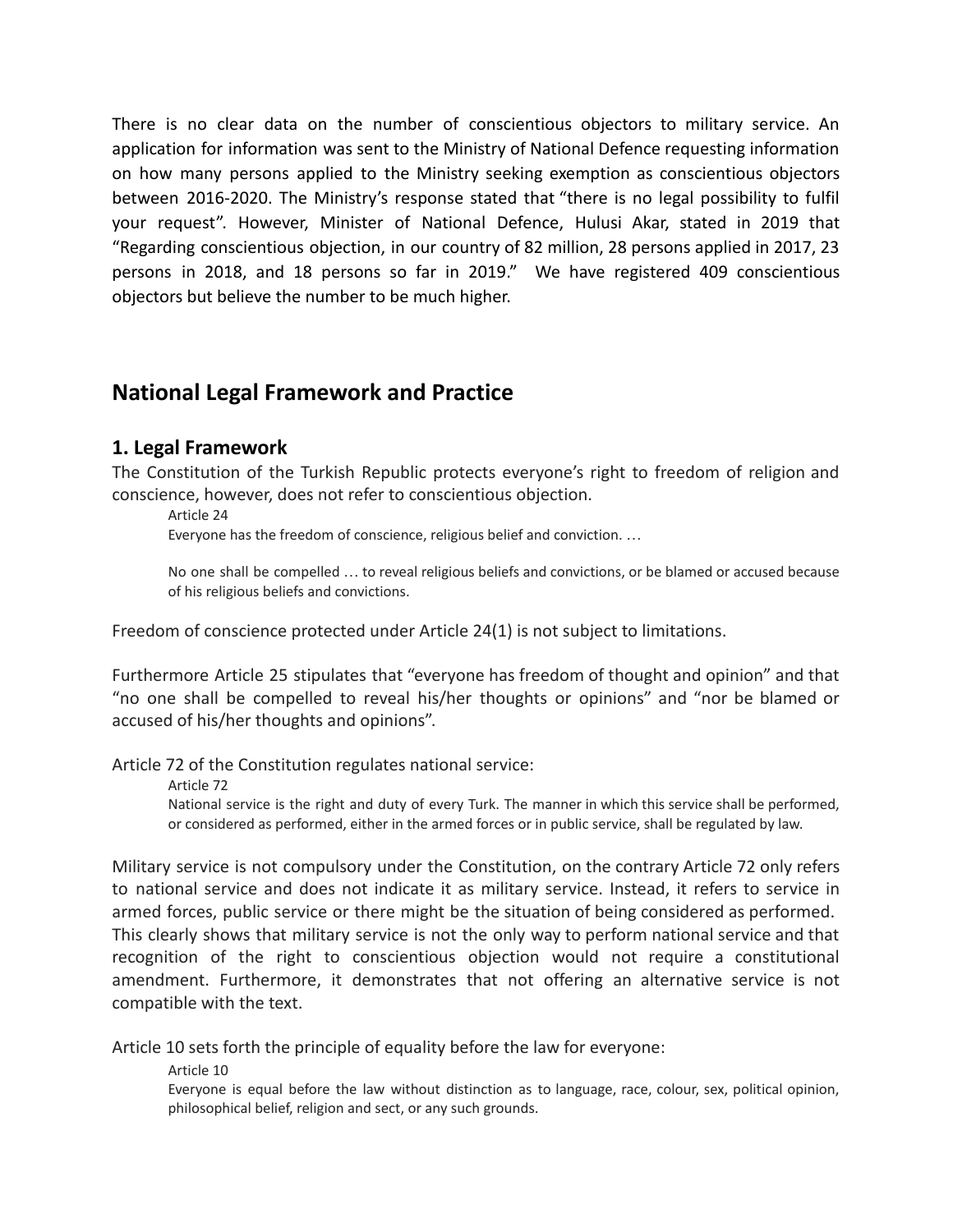There is no clear data on the number of conscientious objectors to military service. An application for information was sent to the Ministry of National Defence requesting information on how many persons applied to the Ministry seeking exemption as conscientious objectors between 2016-2020. The Ministry's response stated that "there is no legal possibility to fulfil your request". However, Minister of National Defence, Hulusi Akar, stated in 2019 that "Regarding conscientious objection, in our country of 82 million, 28 persons applied in 2017, 23 persons in 2018, and 18 persons so far in 2019." We have registered 409 conscientious objectors but believe the number to be much higher.

## National Legal Framework and Practice

### 1. Legal Framework

The Constitution of the Turkish Republic protects everyone's right to freedom of religion and conscience, however, does not refer to conscientious objection.

> Article 24
>
> Everyone has the freedom of conscience, religious belief and conviction. …
>
> No one shall be compelled … to reveal religious beliefs and convictions, or be blamed or accused because of his religious beliefs and convictions.

Freedom of conscience protected under Article 24(1) is not subject to limitations.

Furthermore Article 25 stipulates that "everyone has freedom of thought and opinion" and that "no one shall be compelled to reveal his/her thoughts or opinions" and "nor be blamed or accused of his/her thoughts and opinions".

Article 72 of the Constitution regulates national service:

> Article 72
>
> National service is the right and duty of every Turk. The manner in which this service shall be performed, or considered as performed, either in the armed forces or in public service, shall be regulated by law.

Military service is not compulsory under the Constitution, on the contrary Article 72 only refers to national service and does not indicate it as military service. Instead, it refers to service in armed forces, public service or there might be the situation of being considered as performed. This clearly shows that military service is not the only way to perform national service and that recognition of the right to conscientious objection would not require a constitutional amendment. Furthermore, it demonstrates that not offering an alternative service is not compatible with the text.

Article 10 sets forth the principle of equality before the law for everyone:

> Article 10
>
> Everyone is equal before the law without distinction as to language, race, colour, sex, political opinion, philosophical belief, religion and sect, or any such grounds.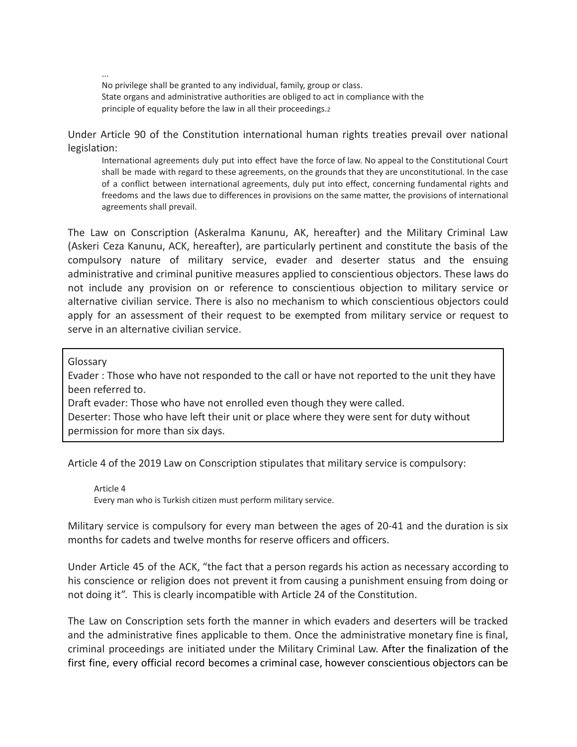...

No privilege shall be granted to any individual, family, group or class.
State organs and administrative authorities are obliged to act in compliance with the principle of equality before the law in all their proceedings.[2]

Under Article 90 of the Constitution international human rights treaties prevail over national legislation:

> International agreements duly put into effect have the force of law. No appeal to the Constitutional Court shall be made with regard to these agreements, on the grounds that they are unconstitutional. In the case of a conflict between international agreements, duly put into effect, concerning fundamental rights and freedoms and the laws due to differences in provisions on the same matter, the provisions of international agreements shall prevail.

The Law on Conscription (Askeralma Kanunu, AK, hereafter) and the Military Criminal Law (Askeri Ceza Kanunu, ACK, hereafter), are particularly pertinent and constitute the basis of the compulsory nature of military service, evader and deserter status and the ensuing administrative and criminal punitive measures applied to conscientious objectors. These laws do not include any provision on or reference to conscientious objection to military service or alternative civilian service. There is also no mechanism to which conscientious objectors could apply for an assessment of their request to be exempted from military service or request to serve in an alternative civilian service.

Glossary

Evader : Those who have not responded to the call or have not reported to the unit they have been referred to.

Draft evader: Those who have not enrolled even though they were called.

Deserter: Those who have left their unit or place where they were sent for duty without permission for more than six days.

Article 4 of the 2019 Law on Conscription stipulates that military service is compulsory:

> Article 4
> Every man who is Turkish citizen must perform military service.

Military service is compulsory for every man between the ages of 20-41 and the duration is six months for cadets and twelve months for reserve officers and officers.

Under Article 45 of the ACK, "the fact that a person regards his action as necessary according to his conscience or religion does not prevent it from causing a punishment ensuing from doing or not doing it". This is clearly incompatible with Article 24 of the Constitution.

The Law on Conscription sets forth the manner in which evaders and deserters will be tracked and the administrative fines applicable to them. Once the administrative monetary fine is final, criminal proceedings are initiated under the Military Criminal Law. After the finalization of the first fine, every official record becomes a criminal case, however conscientious objectors can be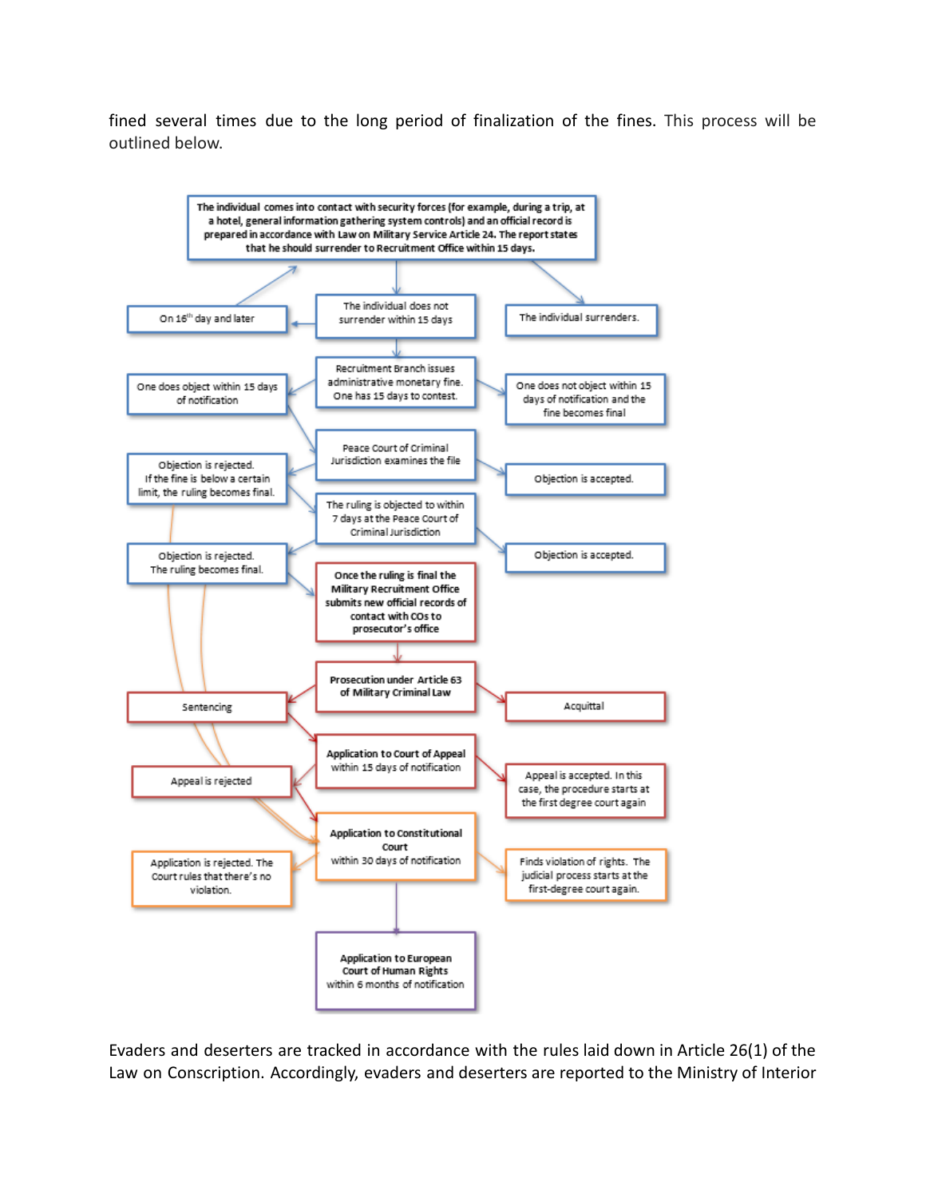fined several times due to the long period of finalization of the fines. This process will be outlined below.

The individual comes into contact with security forces (for example, during a trip, at a hotel, general information gathering system controls) and an official record is prepared in accordance with Law on Military Service Article 24. The report states that he should surrender to Recruitment Office within 15 days.

On 16th day and later

The individual does not surrender within 15 days

The individual surrenders.

Recruitment Branch issues administrative monetary fine. One has 15 days to contest.

One does object within 15 days of notification

One does not object within 15 days of notification and the fine becomes final

Peace Court of Criminal Jurisdiction examines the file

Objection is rejected. If the fine is below a certain limit, the ruling becomes final.

Objection is accepted.

The ruling is objected to within 7 days at the Peace Court of Criminal Jurisdiction

Objection is rejected. The ruling becomes final.

Objection is accepted.

Once the ruling is final the Military Recruitment Office submits new official records of contact with COs to prosecutor's office

Prosecution under Article 63 of Military Criminal Law

Sentencing

Acquittal

Application to Court of Appeal within 15 days of notification

Appeal is rejected

Appeal is accepted. In this case, the procedure starts at the first degree court again

Application to Constitutional Court within 30 days of notification

Application is rejected. The Court rules that there's no violation.

Finds violation of rights. The judicial process starts at the first-degree court again.

Application to European Court of Human Rights within 6 months of notification

Evaders and deserters are tracked in accordance with the rules laid down in Article 26(1) of the Law on Conscription. Accordingly, evaders and deserters are reported to the Ministry of Interior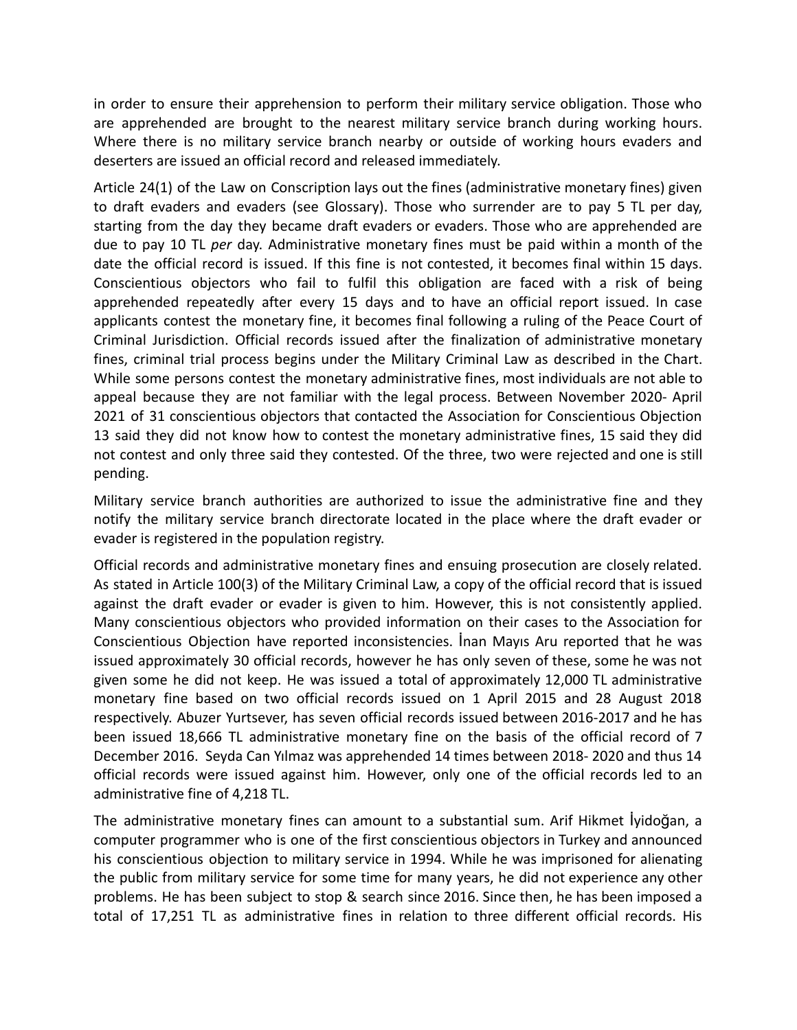in order to ensure their apprehension to perform their military service obligation. Those who are apprehended are brought to the nearest military service branch during working hours. Where there is no military service branch nearby or outside of working hours evaders and deserters are issued an official record and released immediately.

Article 24(1) of the Law on Conscription lays out the fines (administrative monetary fines) given to draft evaders and evaders (see Glossary). Those who surrender are to pay 5 TL per day, starting from the day they became draft evaders or evaders. Those who are apprehended are due to pay 10 TL *per* day. Administrative monetary fines must be paid within a month of the date the official record is issued. If this fine is not contested, it becomes final within 15 days. Conscientious objectors who fail to fulfil this obligation are faced with a risk of being apprehended repeatedly after every 15 days and to have an official report issued. In case applicants contest the monetary fine, it becomes final following a ruling of the Peace Court of Criminal Jurisdiction. Official records issued after the finalization of administrative monetary fines, criminal trial process begins under the Military Criminal Law as described in the Chart. While some persons contest the monetary administrative fines, most individuals are not able to appeal because they are not familiar with the legal process. Between November 2020- April 2021 of 31 conscientious objectors that contacted the Association for Conscientious Objection 13 said they did not know how to contest the monetary administrative fines, 15 said they did not contest and only three said they contested. Of the three, two were rejected and one is still pending.

Military service branch authorities are authorized to issue the administrative fine and they notify the military service branch directorate located in the place where the draft evader or evader is registered in the population registry.

Official records and administrative monetary fines and ensuing prosecution are closely related. As stated in Article 100(3) of the Military Criminal Law, a copy of the official record that is issued against the draft evader or evader is given to him. However, this is not consistently applied. Many conscientious objectors who provided information on their cases to the Association for Conscientious Objection have reported inconsistencies. İnan Mayıs Aru reported that he was issued approximately 30 official records, however he has only seven of these, some he was not given some he did not keep. He was issued a total of approximately 12,000 TL administrative monetary fine based on two official records issued on 1 April 2015 and 28 August 2018 respectively. Abuzer Yurtsever, has seven official records issued between 2016-2017 and he has been issued 18,666 TL administrative monetary fine on the basis of the official record of 7 December 2016. Seyda Can Yılmaz was apprehended 14 times between 2018- 2020 and thus 14 official records were issued against him. However, only one of the official records led to an administrative fine of 4,218 TL.

The administrative monetary fines can amount to a substantial sum. Arif Hikmet İyidoğan, a computer programmer who is one of the first conscientious objectors in Turkey and announced his conscientious objection to military service in 1994. While he was imprisoned for alienating the public from military service for some time for many years, he did not experience any other problems. He has been subject to stop & search since 2016. Since then, he has been imposed a total of 17,251 TL as administrative fines in relation to three different official records. His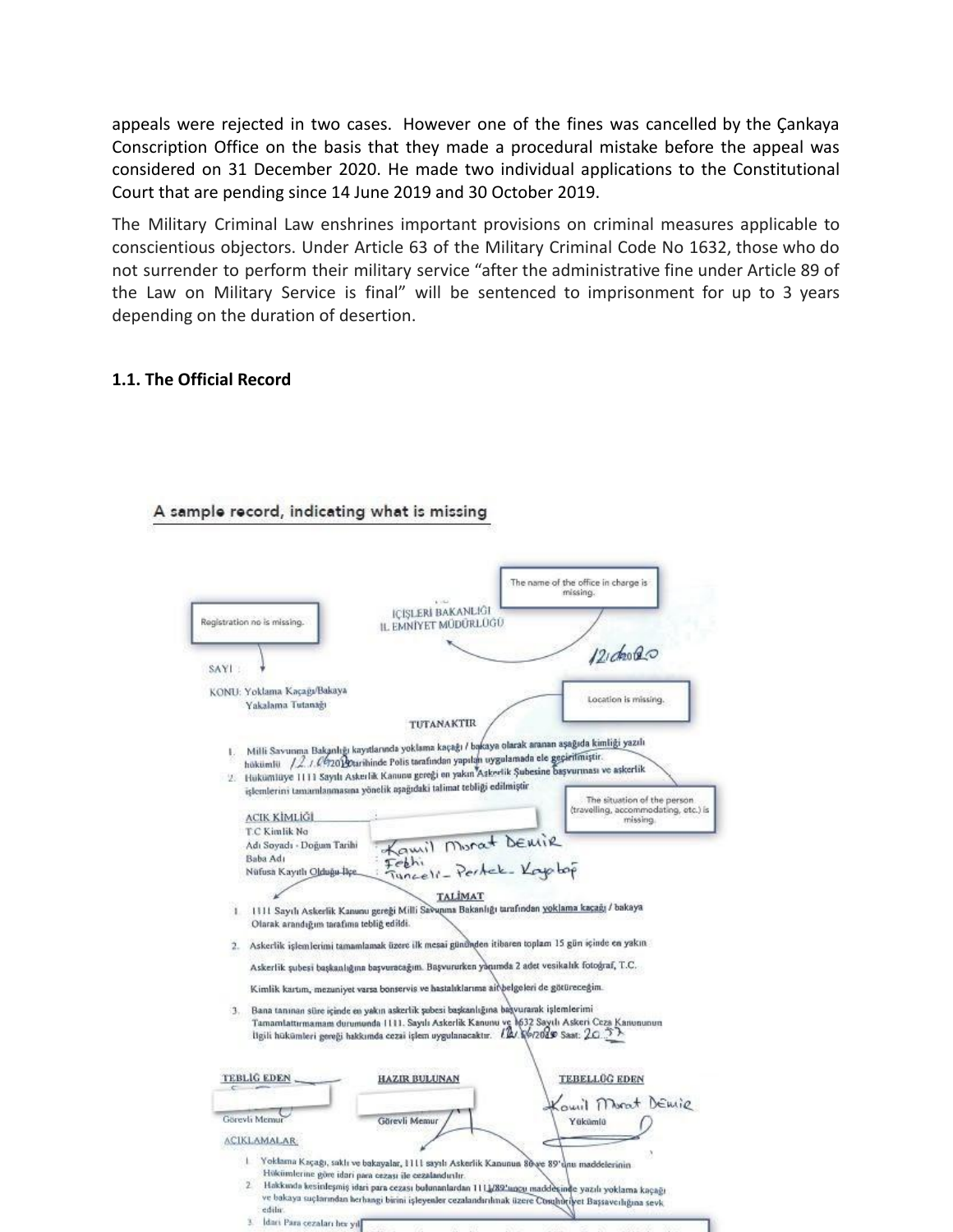appeals were rejected in two cases. However one of the fines was cancelled by the Çankaya Conscription Office on the basis that they made a procedural mistake before the appeal was considered on 31 December 2020. He made two individual applications to the Constitutional Court that are pending since 14 June 2019 and 30 October 2019.

The Military Criminal Law enshrines important provisions on criminal measures applicable to conscientious objectors. Under Article 63 of the Military Criminal Code No 1632, those who do not surrender to perform their military service "after the administrative fine under Article 89 of the Law on Military Service is final" will be sentenced to imprisonment for up to 3 years depending on the duration of desertion.

### 1.1. The Official Record

A sample record, indicating what is missing

Registration no is missing.

The name of the office in charge is missing.

İÇİŞLERİ BAKANLIĞI
İL EMNİYET MÜDÜRLÜĞÜ

12/06/2020

SAYI :

KONU: Yoklama Kaçağı/Bakaya
Yakalama Tutanağı

Location is missing.

TUTANAKTIR

1. Milli Savunma Bakanlığı kayıtlarında yoklama kaçağı / bakaya olarak aranan aşağıda kimliği yazılı hükümlü 12/06/2020 tarihinde Polis tarafından yapılan uygulamada ele geçirilmiştir.
2. Hükümlüye 1111 Sayılı Askerlik Kanunu gereği en yakın Askerlik Şubesine başvurması ve askerlik işlemlerini tamamlanmasına yönelik aşağıdaki talimat tebliğ edilmiştir.

The situation of the person (travelling, accommodating, etc.) is missing.

AÇIK KİMLİĞİ
T.C Kimlik No
Adı Soyadı - Doğum Tarihi : Kamil Murat Demir
Baba Adı : Fethi
Nüfusa Kayıtlı Olduğu İlçe : Tunceli - Pertek - Kayabaş

TALİMAT

1. 1111 Sayılı Askerlik Kanunu gereği Milli Savunma Bakanlığı tarafından yoklama kaçağı / bakaya olarak arandığım tarafıma tebliğ edildi.
2. Askerlik işlemlerimi tamamlamak üzere ilk mesai gününden itibaren toplam 15 gün içinde en yakın Askerlik şubesi başkanlığına başvuracağım. Başvururken yanımda 2 adet vesikalık fotoğraf, T.C. Kimlik kartım, mezuniyet varsa bonservis ve hastalıklarıma ait belgeleri de götüreceğim.
3. Bana tanınan süre içinde en yakın askerlik şubesi başkanlığına başvurarak işlemlerimi Tamamlattırmamam durumunda 1111 Sayılı Askerlik Kanunu ve 1632 Sayılı Askeri Ceza Kanununun ilgili hükümleri gereği hakkımda cezai işlem uygulanacaktır. 12/06/2020 Saat: 20.33

| TEBLİĞ EDEN | HAZIR BULUNAN | TEBELLÜĞ EDEN |
| --- | --- | --- |
| | | Kamil Murat Demir |
| Görevli Memur | Görevli Memur | Yükümlü |

AÇIKLAMALAR

1. Yoklama Kaçağı, saklı ve bakayalar, 1111 sayılı Askerlik Kanunun 86 ve 89'uncu maddelerinin Hükümlerine göre idari para cezası ile cezalandırılır.
2. Hakkında kesinleşmiş idari para cezası bulunanlardan 1111/89'uncu maddesinde yazılı yoklama kaçağı ve bakaya suçlarından herhangi birini işleyenler cezalandırılmak üzere Cumhuriyet Başsavcılığına sevk edilir.
3. İdari Para cezaları her yıl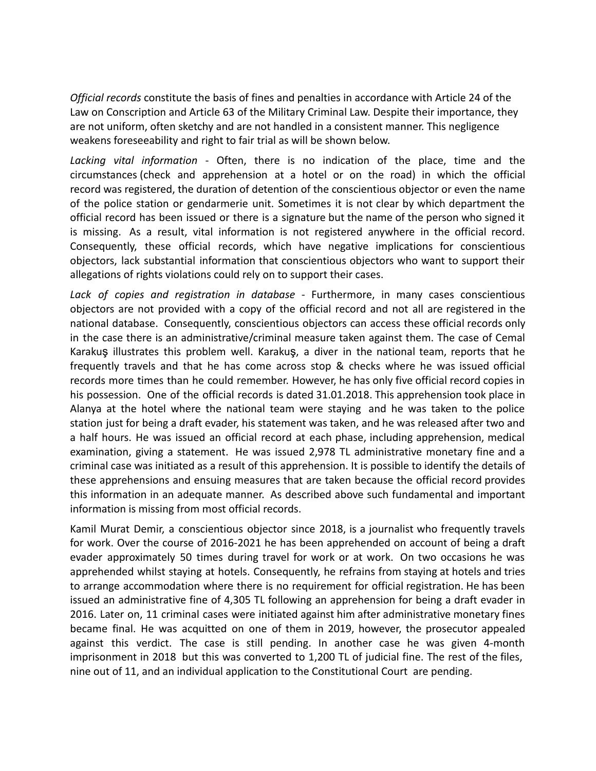*Official records* constitute the basis of fines and penalties in accordance with Article 24 of the Law on Conscription and Article 63 of the Military Criminal Law. Despite their importance, they are not uniform, often sketchy and are not handled in a consistent manner. This negligence weakens foreseeability and right to fair trial as will be shown below.

*Lacking vital information* - Often, there is no indication of the place, time and the circumstances (check and apprehension at a hotel or on the road) in which the official record was registered, the duration of detention of the conscientious objector or even the name of the police station or gendarmerie unit. Sometimes it is not clear by which department the official record has been issued or there is a signature but the name of the person who signed it is missing. As a result, vital information is not registered anywhere in the official record. Consequently, these official records, which have negative implications for conscientious objectors, lack substantial information that conscientious objectors who want to support their allegations of rights violations could rely on to support their cases.

*Lack of copies and registration in database* - Furthermore, in many cases conscientious objectors are not provided with a copy of the official record and not all are registered in the national database. Consequently, conscientious objectors can access these official records only in the case there is an administrative/criminal measure taken against them. The case of Cemal Karakuş illustrates this problem well. Karakuş, a diver in the national team, reports that he frequently travels and that he has come across stop & checks where he was issued official records more times than he could remember. However, he has only five official record copies in his possession. One of the official records is dated 31.01.2018. This apprehension took place in Alanya at the hotel where the national team were staying and he was taken to the police station just for being a draft evader, his statement was taken, and he was released after two and a half hours. He was issued an official record at each phase, including apprehension, medical examination, giving a statement. He was issued 2,978 TL administrative monetary fine and a criminal case was initiated as a result of this apprehension. It is possible to identify the details of these apprehensions and ensuing measures that are taken because the official record provides this information in an adequate manner. As described above such fundamental and important information is missing from most official records.

Kamil Murat Demir, a conscientious objector since 2018, is a journalist who frequently travels for work. Over the course of 2016-2021 he has been apprehended on account of being a draft evader approximately 50 times during travel for work or at work. On two occasions he was apprehended whilst staying at hotels. Consequently, he refrains from staying at hotels and tries to arrange accommodation where there is no requirement for official registration. He has been issued an administrative fine of 4,305 TL following an apprehension for being a draft evader in 2016. Later on, 11 criminal cases were initiated against him after administrative monetary fines became final. He was acquitted on one of them in 2019, however, the prosecutor appealed against this verdict. The case is still pending. In another case he was given 4-month imprisonment in 2018 but this was converted to 1,200 TL of judicial fine. The rest of the files, nine out of 11, and an individual application to the Constitutional Court are pending.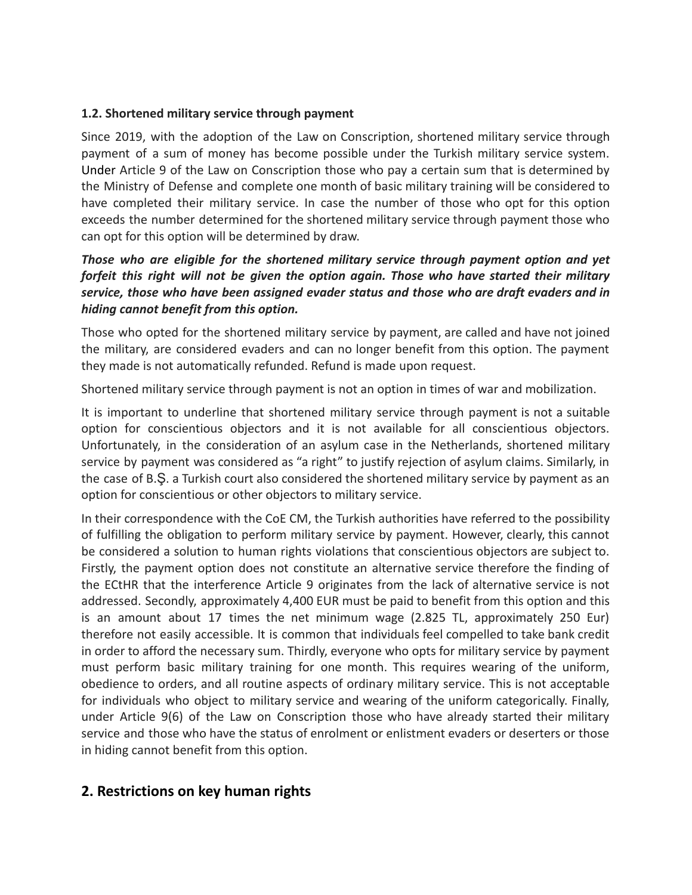**1.2. Shortened military service through payment**

Since 2019, with the adoption of the Law on Conscription, shortened military service through payment of a sum of money has become possible under the Turkish military service system. Under Article 9 of the Law on Conscription those who pay a certain sum that is determined by the Ministry of Defense and complete one month of basic military training will be considered to have completed their military service. In case the number of those who opt for this option exceeds the number determined for the shortened military service through payment those who can opt for this option will be determined by draw.

***Those who are eligible for the shortened military service through payment option and yet forfeit this right will not be given the option again. Those who have started their military service, those who have been assigned evader status and those who are draft evaders and in hiding cannot benefit from this option.***

Those who opted for the shortened military service by payment, are called and have not joined the military, are considered evaders and can no longer benefit from this option. The payment they made is not automatically refunded. Refund is made upon request.

Shortened military service through payment is not an option in times of war and mobilization.

It is important to underline that shortened military service through payment is not a suitable option for conscientious objectors and it is not available for all conscientious objectors. Unfortunately, in the consideration of an asylum case in the Netherlands, shortened military service by payment was considered as "a right" to justify rejection of asylum claims. Similarly, in the case of B.Ş. a Turkish court also considered the shortened military service by payment as an option for conscientious or other objectors to military service.

In their correspondence with the CoE CM, the Turkish authorities have referred to the possibility of fulfilling the obligation to perform military service by payment. However, clearly, this cannot be considered a solution to human rights violations that conscientious objectors are subject to. Firstly, the payment option does not constitute an alternative service therefore the finding of the ECtHR that the interference Article 9 originates from the lack of alternative service is not addressed. Secondly, approximately 4,400 EUR must be paid to benefit from this option and this is an amount about 17 times the net minimum wage (2.825 TL, approximately 250 Eur) therefore not easily accessible. It is common that individuals feel compelled to take bank credit in order to afford the necessary sum. Thirdly, everyone who opts for military service by payment must perform basic military training for one month. This requires wearing of the uniform, obedience to orders, and all routine aspects of ordinary military service. This is not acceptable for individuals who object to military service and wearing of the uniform categorically. Finally, under Article 9(6) of the Law on Conscription those who have already started their military service and those who have the status of enrolment or enlistment evaders or deserters or those in hiding cannot benefit from this option.

## 2. Restrictions on key human rights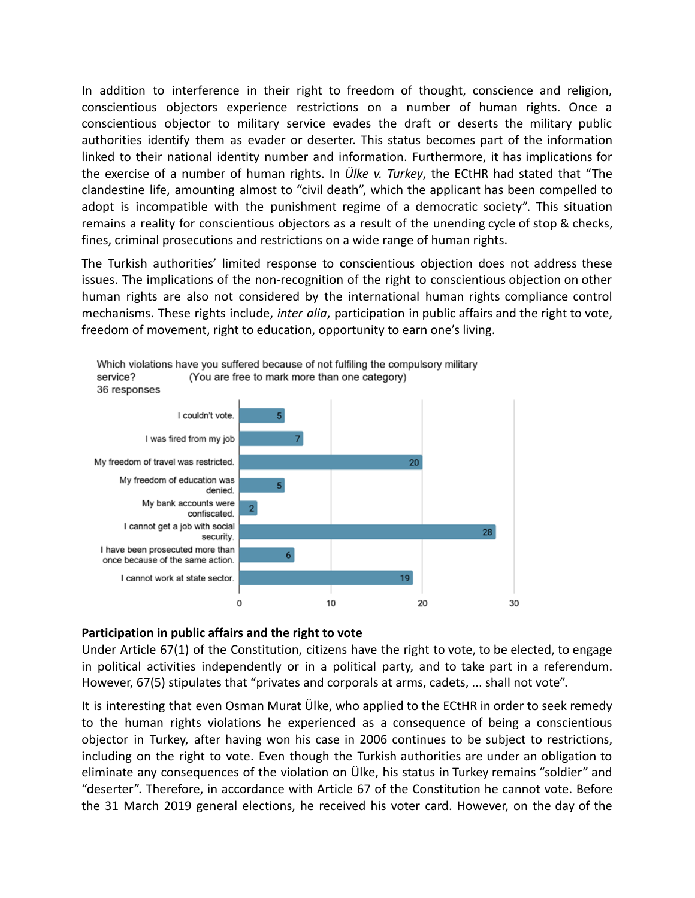In addition to interference in their right to freedom of thought, conscience and religion, conscientious objectors experience restrictions on a number of human rights. Once a conscientious objector to military service evades the draft or deserts the military public authorities identify them as evader or deserter. This status becomes part of the information linked to their national identity number and information. Furthermore, it has implications for the exercise of a number of human rights. In *Ülke v. Turkey*, the ECtHR had stated that "The clandestine life, amounting almost to "civil death", which the applicant has been compelled to adopt is incompatible with the punishment regime of a democratic society". This situation remains a reality for conscientious objectors as a result of the unending cycle of stop & checks, fines, criminal prosecutions and restrictions on a wide range of human rights.

The Turkish authorities' limited response to conscientious objection does not address these issues. The implications of the non-recognition of the right to conscientious objection on other human rights are also not considered by the international human rights compliance control mechanisms. These rights include, *inter alia*, participation in public affairs and the right to vote, freedom of movement, right to education, opportunity to earn one's living.

Which violations have you suffered because of not fulfiling the compulsory military service? (You are free to mark more than one category)
36 responses

I couldn't vote. 5
I was fired from my job 7
My freedom of travel was restricted. 20
My freedom of education was denied. 5
My bank accounts were confiscated. 2
I cannot get a job with social security. 28
I have been prosecuted more than once because of the same action. 6
I cannot work at state sector. 19

0
10
20
30

**Participation in public affairs and the right to vote**
Under Article 67(1) of the Constitution, citizens have the right to vote, to be elected, to engage in political activities independently or in a political party, and to take part in a referendum. However, 67(5) stipulates that "privates and corporals at arms, cadets, ... shall not vote".

It is interesting that even Osman Murat Ülke, who applied to the ECtHR in order to seek remedy to the human rights violations he experienced as a consequence of being a conscientious objector in Turkey, after having won his case in 2006 continues to be subject to restrictions, including on the right to vote. Even though the Turkish authorities are under an obligation to eliminate any consequences of the violation on Ülke, his status in Turkey remains "soldier" and "deserter". Therefore, in accordance with Article 67 of the Constitution he cannot vote. Before the 31 March 2019 general elections, he received his voter card. However, on the day of the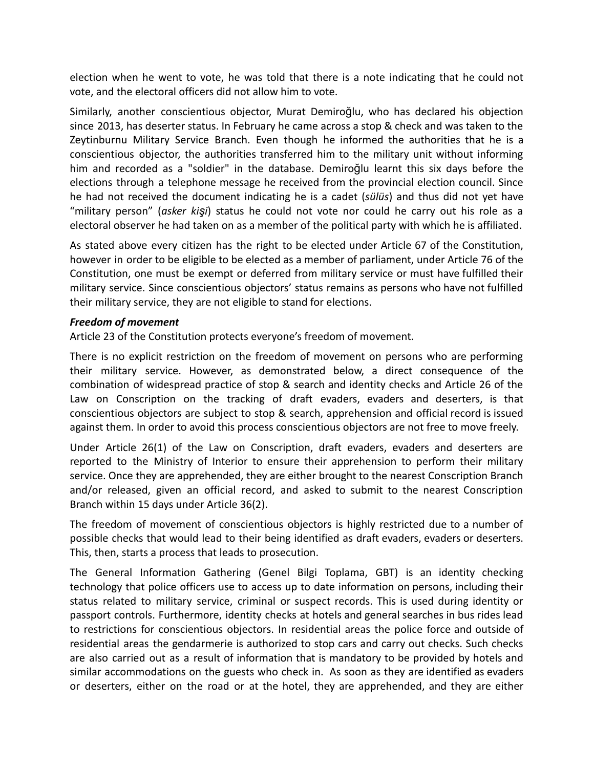election when he went to vote, he was told that there is a note indicating that he could not vote, and the electoral officers did not allow him to vote.

Similarly, another conscientious objector, Murat Demiroğlu, who has declared his objection since 2013, has deserter status. In February he came across a stop & check and was taken to the Zeytinburnu Military Service Branch. Even though he informed the authorities that he is a conscientious objector, the authorities transferred him to the military unit without informing him and recorded as a "soldier" in the database. Demiroğlu learnt this six days before the elections through a telephone message he received from the provincial election council. Since he had not received the document indicating he is a cadet (*sülüs*) and thus did not yet have "military person" (*asker kişi*) status he could not vote nor could he carry out his role as a electoral observer he had taken on as a member of the political party with which he is affiliated.

As stated above every citizen has the right to be elected under Article 67 of the Constitution, however in order to be eligible to be elected as a member of parliament, under Article 76 of the Constitution, one must be exempt or deferred from military service or must have fulfilled their military service. Since conscientious objectors' status remains as persons who have not fulfilled their military service, they are not eligible to stand for elections.

***Freedom of movement***

Article 23 of the Constitution protects everyone's freedom of movement.

There is no explicit restriction on the freedom of movement on persons who are performing their military service. However, as demonstrated below, a direct consequence of the combination of widespread practice of stop & search and identity checks and Article 26 of the Law on Conscription on the tracking of draft evaders, evaders and deserters, is that conscientious objectors are subject to stop & search, apprehension and official record is issued against them. In order to avoid this process conscientious objectors are not free to move freely.

Under Article 26(1) of the Law on Conscription, draft evaders, evaders and deserters are reported to the Ministry of Interior to ensure their apprehension to perform their military service. Once they are apprehended, they are either brought to the nearest Conscription Branch and/or released, given an official record, and asked to submit to the nearest Conscription Branch within 15 days under Article 36(2).

The freedom of movement of conscientious objectors is highly restricted due to a number of possible checks that would lead to their being identified as draft evaders, evaders or deserters. This, then, starts a process that leads to prosecution.

The General Information Gathering (Genel Bilgi Toplama, GBT) is an identity checking technology that police officers use to access up to date information on persons, including their status related to military service, criminal or suspect records. This is used during identity or passport controls. Furthermore, identity checks at hotels and general searches in bus rides lead to restrictions for conscientious objectors. In residential areas the police force and outside of residential areas the gendarmerie is authorized to stop cars and carry out checks. Such checks are also carried out as a result of information that is mandatory to be provided by hotels and similar accommodations on the guests who check in. As soon as they are identified as evaders or deserters, either on the road or at the hotel, they are apprehended, and they are either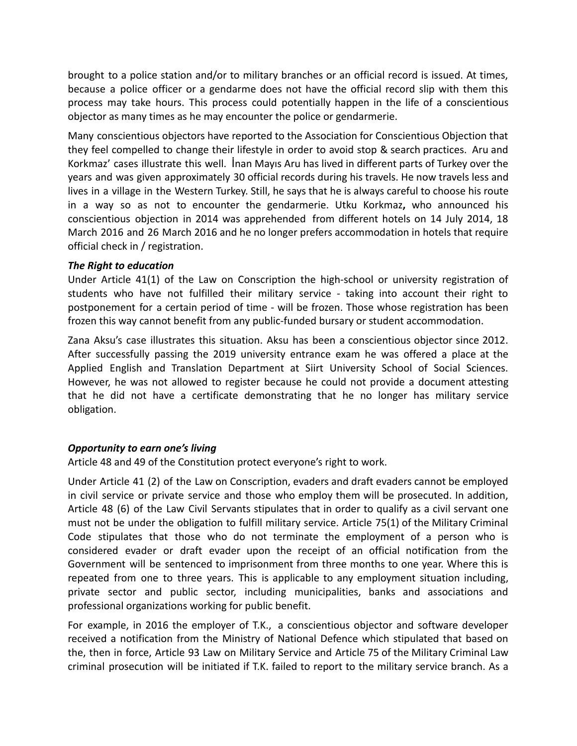brought to a police station and/or to military branches or an official record is issued. At times, because a police officer or a gendarme does not have the official record slip with them this process may take hours. This process could potentially happen in the life of a conscientious objector as many times as he may encounter the police or gendarmerie.

Many conscientious objectors have reported to the Association for Conscientious Objection that they feel compelled to change their lifestyle in order to avoid stop & search practices. Aru and Korkmaz' cases illustrate this well. İnan Mayıs Aru has lived in different parts of Turkey over the years and was given approximately 30 official records during his travels. He now travels less and lives in a village in the Western Turkey. Still, he says that he is always careful to choose his route in a way so as not to encounter the gendarmerie. Utku Korkmaz**,** who announced his conscientious objection in 2014 was apprehended from different hotels on 14 July 2014, 18 March 2016 and 26 March 2016 and he no longer prefers accommodation in hotels that require official check in / registration.

***The Right to education***

Under Article 41(1) of the Law on Conscription the high-school or university registration of students who have not fulfilled their military service - taking into account their right to postponement for a certain period of time - will be frozen. Those whose registration has been frozen this way cannot benefit from any public-funded bursary or student accommodation.

Zana Aksu's case illustrates this situation. Aksu has been a conscientious objector since 2012. After successfully passing the 2019 university entrance exam he was offered a place at the Applied English and Translation Department at Siirt University School of Social Sciences. However, he was not allowed to register because he could not provide a document attesting that he did not have a certificate demonstrating that he no longer has military service obligation.

***Opportunity to earn one's living***

Article 48 and 49 of the Constitution protect everyone's right to work.

Under Article 41 (2) of the Law on Conscription, evaders and draft evaders cannot be employed in civil service or private service and those who employ them will be prosecuted. In addition, Article 48 (6) of the Law Civil Servants stipulates that in order to qualify as a civil servant one must not be under the obligation to fulfill military service. Article 75(1) of the Military Criminal Code stipulates that those who do not terminate the employment of a person who is considered evader or draft evader upon the receipt of an official notification from the Government will be sentenced to imprisonment from three months to one year. Where this is repeated from one to three years. This is applicable to any employment situation including, private sector and public sector, including municipalities, banks and associations and professional organizations working for public benefit.

For example, in 2016 the employer of T.K., a conscientious objector and software developer received a notification from the Ministry of National Defence which stipulated that based on the, then in force, Article 93 Law on Military Service and Article 75 of the Military Criminal Law criminal prosecution will be initiated if T.K. failed to report to the military service branch. As a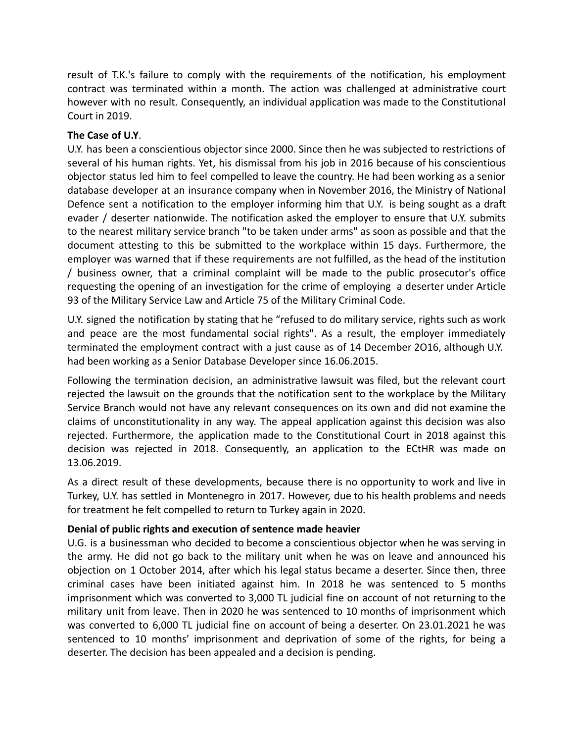result of T.K.'s failure to comply with the requirements of the notification, his employment contract was terminated within a month. The action was challenged at administrative court however with no result. Consequently, an individual application was made to the Constitutional Court in 2019.

**The Case of U.Y**.

U.Y. has been a conscientious objector since 2000. Since then he was subjected to restrictions of several of his human rights. Yet, his dismissal from his job in 2016 because of his conscientious objector status led him to feel compelled to leave the country. He had been working as a senior database developer at an insurance company when in November 2016, the Ministry of National Defence sent a notification to the employer informing him that U.Y. is being sought as a draft evader / deserter nationwide. The notification asked the employer to ensure that U.Y. submits to the nearest military service branch "to be taken under arms" as soon as possible and that the document attesting to this be submitted to the workplace within 15 days. Furthermore, the employer was warned that if these requirements are not fulfilled, as the head of the institution / business owner, that a criminal complaint will be made to the public prosecutor's office requesting the opening of an investigation for the crime of employing a deserter under Article 93 of the Military Service Law and Article 75 of the Military Criminal Code.

U.Y. signed the notification by stating that he "refused to do military service, rights such as work and peace are the most fundamental social rights". As a result, the employer immediately terminated the employment contract with a just cause as of 14 December 2O16, although U.Y. had been working as a Senior Database Developer since 16.06.2015.

Following the termination decision, an administrative lawsuit was filed, but the relevant court rejected the lawsuit on the grounds that the notification sent to the workplace by the Military Service Branch would not have any relevant consequences on its own and did not examine the claims of unconstitutionality in any way. The appeal application against this decision was also rejected. Furthermore, the application made to the Constitutional Court in 2018 against this decision was rejected in 2018. Consequently, an application to the ECtHR was made on 13.06.2019.

As a direct result of these developments, because there is no opportunity to work and live in Turkey, U.Y. has settled in Montenegro in 2017. However, due to his health problems and needs for treatment he felt compelled to return to Turkey again in 2020.

**Denial of public rights and execution of sentence made heavier**

U.G. is a businessman who decided to become a conscientious objector when he was serving in the army. He did not go back to the military unit when he was on leave and announced his objection on 1 October 2014, after which his legal status became a deserter. Since then, three criminal cases have been initiated against him. In 2018 he was sentenced to 5 months imprisonment which was converted to 3,000 TL judicial fine on account of not returning to the military unit from leave. Then in 2020 he was sentenced to 10 months of imprisonment which was converted to 6,000 TL judicial fine on account of being a deserter. On 23.01.2021 he was sentenced to 10 months' imprisonment and deprivation of some of the rights, for being a deserter. The decision has been appealed and a decision is pending.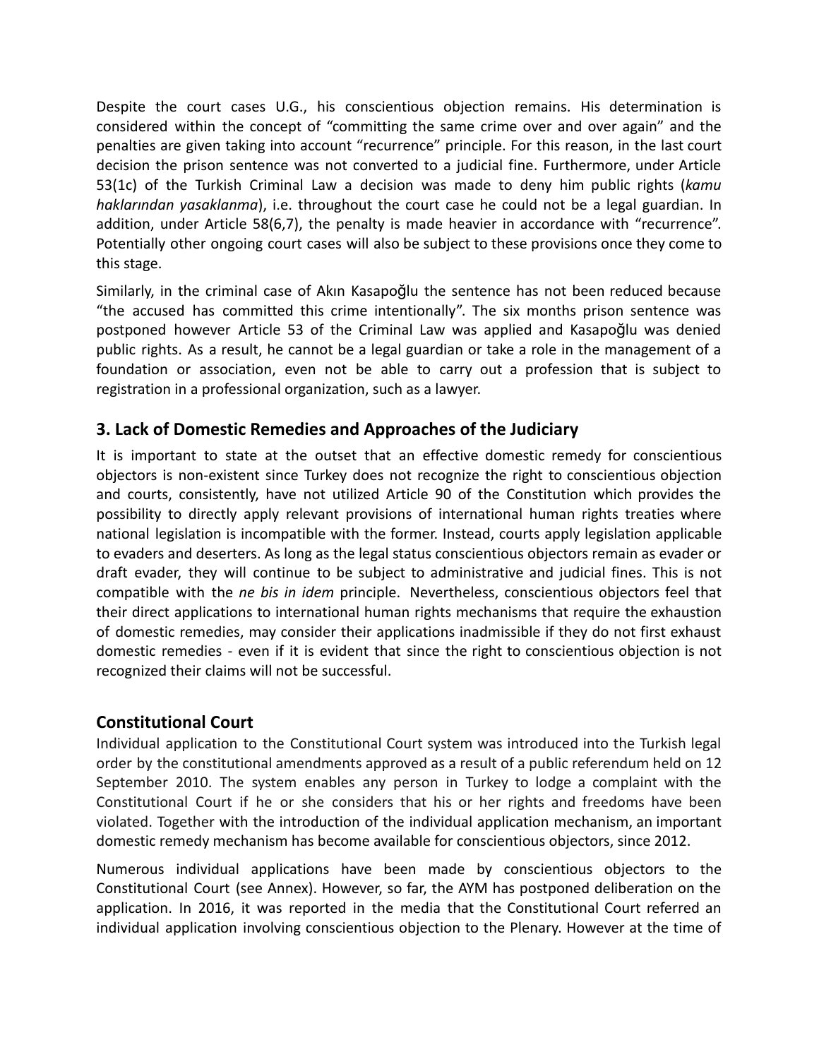Despite the court cases U.G., his conscientious objection remains. His determination is considered within the concept of “committing the same crime over and over again” and the penalties are given taking into account “recurrence” principle. For this reason, in the last court decision the prison sentence was not converted to a judicial fine. Furthermore, under Article 53(1c) of the Turkish Criminal Law a decision was made to deny him public rights (*kamu haklarından yasaklanma*), i.e. throughout the court case he could not be a legal guardian. In addition, under Article 58(6,7), the penalty is made heavier in accordance with “recurrence”. Potentially other ongoing court cases will also be subject to these provisions once they come to this stage.

Similarly, in the criminal case of Akın Kasapoğlu the sentence has not been reduced because “the accused has committed this crime intentionally”. The six months prison sentence was postponed however Article 53 of the Criminal Law was applied and Kasapoğlu was denied public rights. As a result, he cannot be a legal guardian or take a role in the management of a foundation or association, even not be able to carry out a profession that is subject to registration in a professional organization, such as a lawyer.

## 3. Lack of Domestic Remedies and Approaches of the Judiciary

It is important to state at the outset that an effective domestic remedy for conscientious objectors is non-existent since Turkey does not recognize the right to conscientious objection and courts, consistently, have not utilized Article 90 of the Constitution which provides the possibility to directly apply relevant provisions of international human rights treaties where national legislation is incompatible with the former. Instead, courts apply legislation applicable to evaders and deserters. As long as the legal status conscientious objectors remain as evader or draft evader, they will continue to be subject to administrative and judicial fines. This is not compatible with the *ne bis in idem* principle. Nevertheless, conscientious objectors feel that their direct applications to international human rights mechanisms that require the exhaustion of domestic remedies, may consider their applications inadmissible if they do not first exhaust domestic remedies - even if it is evident that since the right to conscientious objection is not recognized their claims will not be successful.

### Constitutional Court

Individual application to the Constitutional Court system was introduced into the Turkish legal order by the constitutional amendments approved as a result of a public referendum held on 12 September 2010. The system enables any person in Turkey to lodge a complaint with the Constitutional Court if he or she considers that his or her rights and freedoms have been violated. Together with the introduction of the individual application mechanism, an important domestic remedy mechanism has become available for conscientious objectors, since 2012.

Numerous individual applications have been made by conscientious objectors to the Constitutional Court (see Annex). However, so far, the AYM has postponed deliberation on the application. In 2016, it was reported in the media that the Constitutional Court referred an individual application involving conscientious objection to the Plenary. However at the time of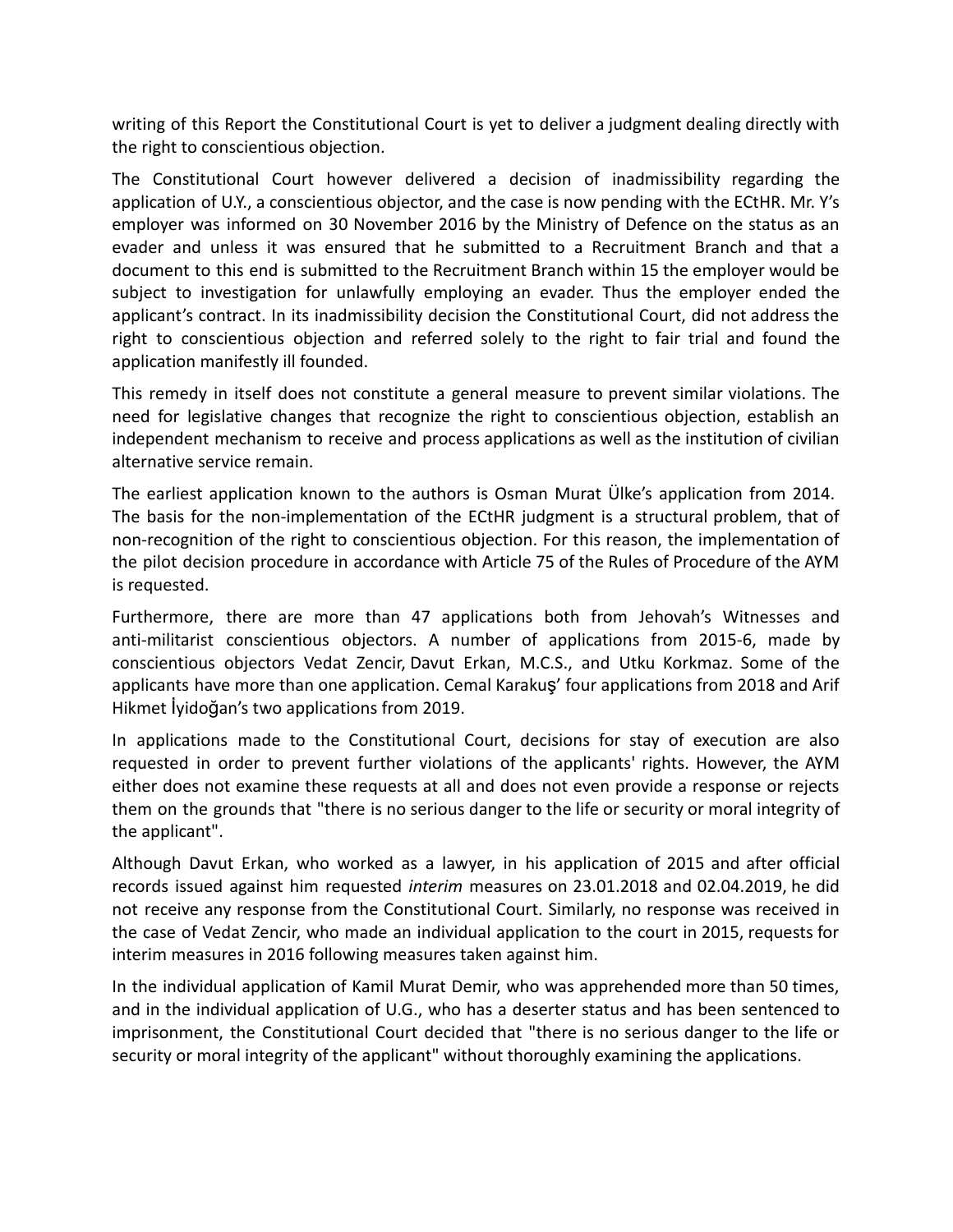writing of this Report the Constitutional Court is yet to deliver a judgment dealing directly with the right to conscientious objection.

The Constitutional Court however delivered a decision of inadmissibility regarding the application of U.Y., a conscientious objector, and the case is now pending with the ECtHR. Mr. Y's employer was informed on 30 November 2016 by the Ministry of Defence on the status as an evader and unless it was ensured that he submitted to a Recruitment Branch and that a document to this end is submitted to the Recruitment Branch within 15 the employer would be subject to investigation for unlawfully employing an evader. Thus the employer ended the applicant's contract. In its inadmissibility decision the Constitutional Court, did not address the right to conscientious objection and referred solely to the right to fair trial and found the application manifestly ill founded.

This remedy in itself does not constitute a general measure to prevent similar violations. The need for legislative changes that recognize the right to conscientious objection, establish an independent mechanism to receive and process applications as well as the institution of civilian alternative service remain.

The earliest application known to the authors is Osman Murat Ülke's application from 2014. The basis for the non-implementation of the ECtHR judgment is a structural problem, that of non-recognition of the right to conscientious objection. For this reason, the implementation of the pilot decision procedure in accordance with Article 75 of the Rules of Procedure of the AYM is requested.

Furthermore, there are more than 47 applications both from Jehovah's Witnesses and anti-militarist conscientious objectors. A number of applications from 2015-6, made by conscientious objectors Vedat Zencir, Davut Erkan, M.C.S., and Utku Korkmaz. Some of the applicants have more than one application. Cemal Karakuş' four applications from 2018 and Arif Hikmet İyidoğan's two applications from 2019.

In applications made to the Constitutional Court, decisions for stay of execution are also requested in order to prevent further violations of the applicants' rights. However, the AYM either does not examine these requests at all and does not even provide a response or rejects them on the grounds that "there is no serious danger to the life or security or moral integrity of the applicant".

Although Davut Erkan, who worked as a lawyer, in his application of 2015 and after official records issued against him requested *interim* measures on 23.01.2018 and 02.04.2019, he did not receive any response from the Constitutional Court. Similarly, no response was received in the case of Vedat Zencir, who made an individual application to the court in 2015, requests for interim measures in 2016 following measures taken against him.

In the individual application of Kamil Murat Demir, who was apprehended more than 50 times, and in the individual application of U.G., who has a deserter status and has been sentenced to imprisonment, the Constitutional Court decided that "there is no serious danger to the life or security or moral integrity of the applicant" without thoroughly examining the applications.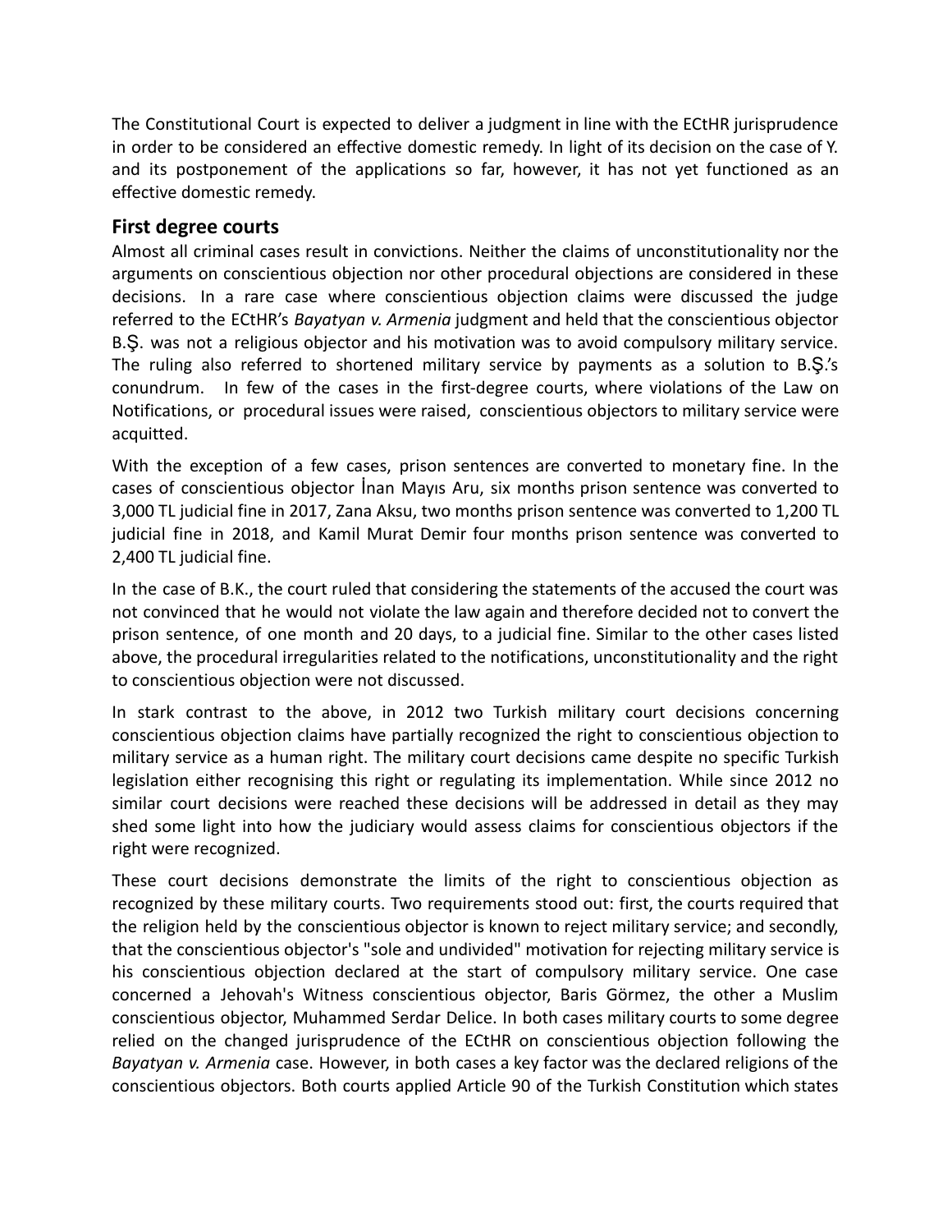The Constitutional Court is expected to deliver a judgment in line with the ECtHR jurisprudence in order to be considered an effective domestic remedy. In light of its decision on the case of Y. and its postponement of the applications so far, however, it has not yet functioned as an effective domestic remedy.

## First degree courts

Almost all criminal cases result in convictions. Neither the claims of unconstitutionality nor the arguments on conscientious objection nor other procedural objections are considered in these decisions. In a rare case where conscientious objection claims were discussed the judge referred to the ECtHR's *Bayatyan v. Armenia* judgment and held that the conscientious objector B.Ş. was not a religious objector and his motivation was to avoid compulsory military service. The ruling also referred to shortened military service by payments as a solution to B.Ş.'s conundrum. In few of the cases in the first-degree courts, where violations of the Law on Notifications, or procedural issues were raised, conscientious objectors to military service were acquitted.

With the exception of a few cases, prison sentences are converted to monetary fine. In the cases of conscientious objector İnan Mayıs Aru, six months prison sentence was converted to 3,000 TL judicial fine in 2017, Zana Aksu, two months prison sentence was converted to 1,200 TL judicial fine in 2018, and Kamil Murat Demir four months prison sentence was converted to 2,400 TL judicial fine.

In the case of B.K., the court ruled that considering the statements of the accused the court was not convinced that he would not violate the law again and therefore decided not to convert the prison sentence, of one month and 20 days, to a judicial fine. Similar to the other cases listed above, the procedural irregularities related to the notifications, unconstitutionality and the right to conscientious objection were not discussed.

In stark contrast to the above, in 2012 two Turkish military court decisions concerning conscientious objection claims have partially recognized the right to conscientious objection to military service as a human right. The military court decisions came despite no specific Turkish legislation either recognising this right or regulating its implementation. While since 2012 no similar court decisions were reached these decisions will be addressed in detail as they may shed some light into how the judiciary would assess claims for conscientious objectors if the right were recognized.

These court decisions demonstrate the limits of the right to conscientious objection as recognized by these military courts. Two requirements stood out: first, the courts required that the religion held by the conscientious objector is known to reject military service; and secondly, that the conscientious objector's "sole and undivided" motivation for rejecting military service is his conscientious objection declared at the start of compulsory military service. One case concerned a Jehovah's Witness conscientious objector, Baris Görmez, the other a Muslim conscientious objector, Muhammed Serdar Delice. In both cases military courts to some degree relied on the changed jurisprudence of the ECtHR on conscientious objection following the *Bayatyan v. Armenia* case. However, in both cases a key factor was the declared religions of the conscientious objectors. Both courts applied Article 90 of the Turkish Constitution which states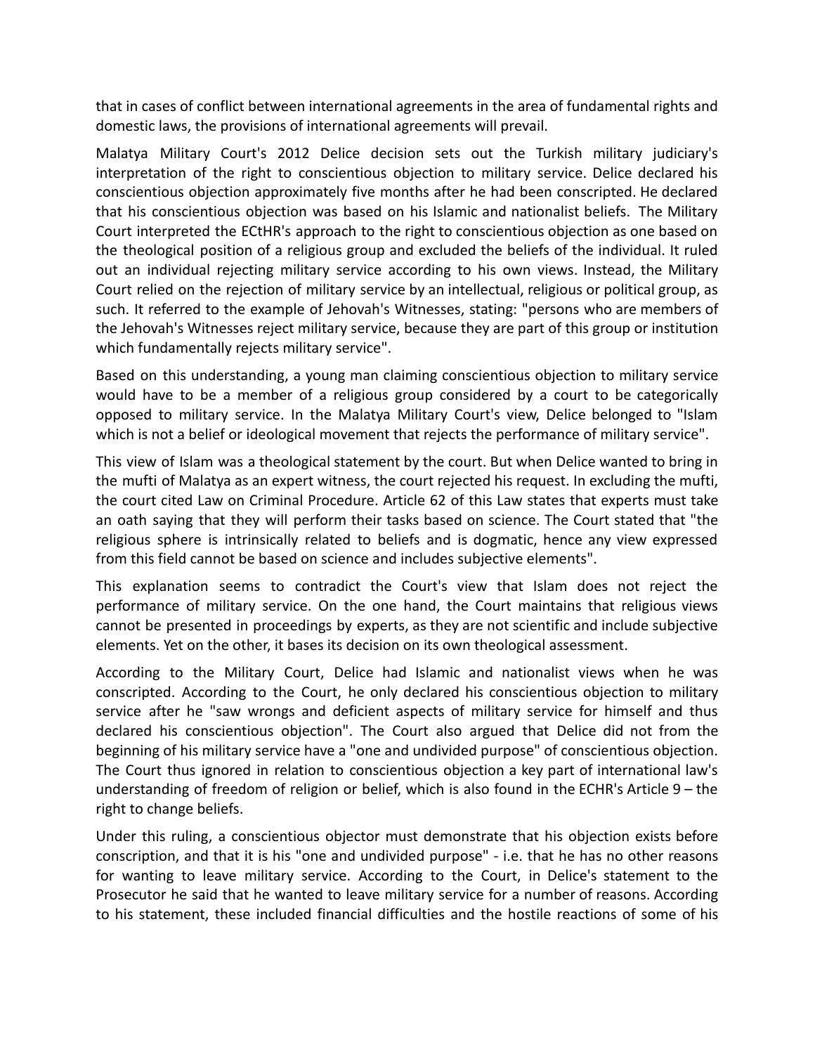that in cases of conflict between international agreements in the area of fundamental rights and domestic laws, the provisions of international agreements will prevail.

Malatya Military Court's 2012 Delice decision sets out the Turkish military judiciary's interpretation of the right to conscientious objection to military service. Delice declared his conscientious objection approximately five months after he had been conscripted. He declared that his conscientious objection was based on his Islamic and nationalist beliefs. The Military Court interpreted the ECtHR's approach to the right to conscientious objection as one based on the theological position of a religious group and excluded the beliefs of the individual. It ruled out an individual rejecting military service according to his own views. Instead, the Military Court relied on the rejection of military service by an intellectual, religious or political group, as such. It referred to the example of Jehovah's Witnesses, stating: "persons who are members of the Jehovah's Witnesses reject military service, because they are part of this group or institution which fundamentally rejects military service".

Based on this understanding, a young man claiming conscientious objection to military service would have to be a member of a religious group considered by a court to be categorically opposed to military service. In the Malatya Military Court's view, Delice belonged to "Islam which is not a belief or ideological movement that rejects the performance of military service".

This view of Islam was a theological statement by the court. But when Delice wanted to bring in the mufti of Malatya as an expert witness, the court rejected his request. In excluding the mufti, the court cited Law on Criminal Procedure. Article 62 of this Law states that experts must take an oath saying that they will perform their tasks based on science. The Court stated that "the religious sphere is intrinsically related to beliefs and is dogmatic, hence any view expressed from this field cannot be based on science and includes subjective elements".

This explanation seems to contradict the Court's view that Islam does not reject the performance of military service. On the one hand, the Court maintains that religious views cannot be presented in proceedings by experts, as they are not scientific and include subjective elements. Yet on the other, it bases its decision on its own theological assessment.

According to the Military Court, Delice had Islamic and nationalist views when he was conscripted. According to the Court, he only declared his conscientious objection to military service after he "saw wrongs and deficient aspects of military service for himself and thus declared his conscientious objection". The Court also argued that Delice did not from the beginning of his military service have a "one and undivided purpose" of conscientious objection. The Court thus ignored in relation to conscientious objection a key part of international law's understanding of freedom of religion or belief, which is also found in the ECHR's Article 9 – the right to change beliefs.

Under this ruling, a conscientious objector must demonstrate that his objection exists before conscription, and that it is his "one and undivided purpose" - i.e. that he has no other reasons for wanting to leave military service. According to the Court, in Delice's statement to the Prosecutor he said that he wanted to leave military service for a number of reasons. According to his statement, these included financial difficulties and the hostile reactions of some of his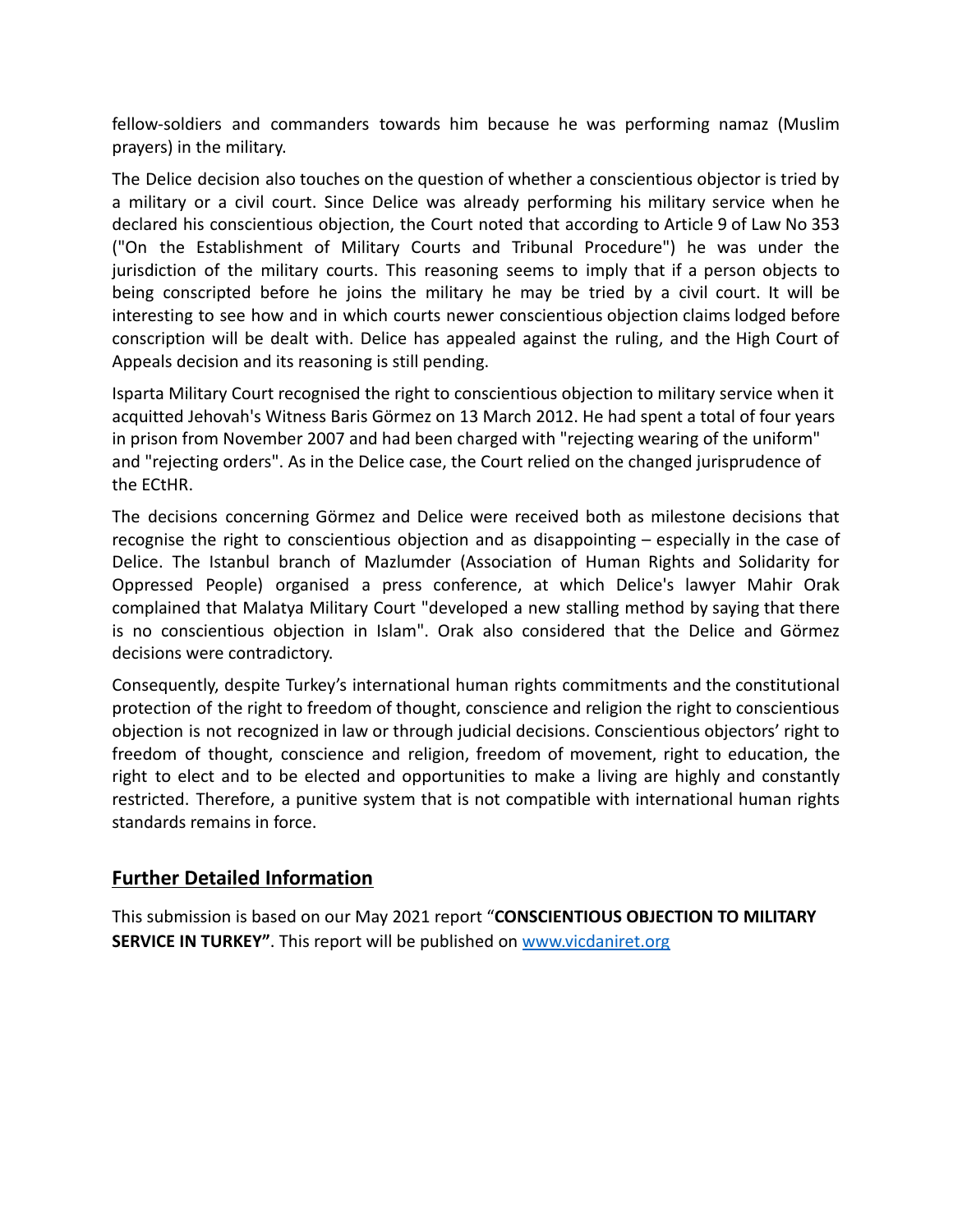fellow-soldiers and commanders towards him because he was performing namaz (Muslim prayers) in the military.

The Delice decision also touches on the question of whether a conscientious objector is tried by a military or a civil court. Since Delice was already performing his military service when he declared his conscientious objection, the Court noted that according to Article 9 of Law No 353 ("On the Establishment of Military Courts and Tribunal Procedure") he was under the jurisdiction of the military courts. This reasoning seems to imply that if a person objects to being conscripted before he joins the military he may be tried by a civil court. It will be interesting to see how and in which courts newer conscientious objection claims lodged before conscription will be dealt with. Delice has appealed against the ruling, and the High Court of Appeals decision and its reasoning is still pending.

Isparta Military Court recognised the right to conscientious objection to military service when it acquitted Jehovah's Witness Baris Görmez on 13 March 2012. He had spent a total of four years in prison from November 2007 and had been charged with "rejecting wearing of the uniform" and "rejecting orders". As in the Delice case, the Court relied on the changed jurisprudence of the ECtHR.

The decisions concerning Görmez and Delice were received both as milestone decisions that recognise the right to conscientious objection and as disappointing – especially in the case of Delice. The Istanbul branch of Mazlumder (Association of Human Rights and Solidarity for Oppressed People) organised a press conference, at which Delice's lawyer Mahir Orak complained that Malatya Military Court "developed a new stalling method by saying that there is no conscientious objection in Islam". Orak also considered that the Delice and Görmez decisions were contradictory.

Consequently, despite Turkey's international human rights commitments and the constitutional protection of the right to freedom of thought, conscience and religion the right to conscientious objection is not recognized in law or through judicial decisions. Conscientious objectors' right to freedom of thought, conscience and religion, freedom of movement, right to education, the right to elect and to be elected and opportunities to make a living are highly and constantly restricted. Therefore, a punitive system that is not compatible with international human rights standards remains in force.

## Further Detailed Information

This submission is based on our May 2021 report "**CONSCIENTIOUS OBJECTION TO MILITARY SERVICE IN TURKEY"**. This report will be published on [www.vicdaniret.org](http://www.vicdaniret.org)